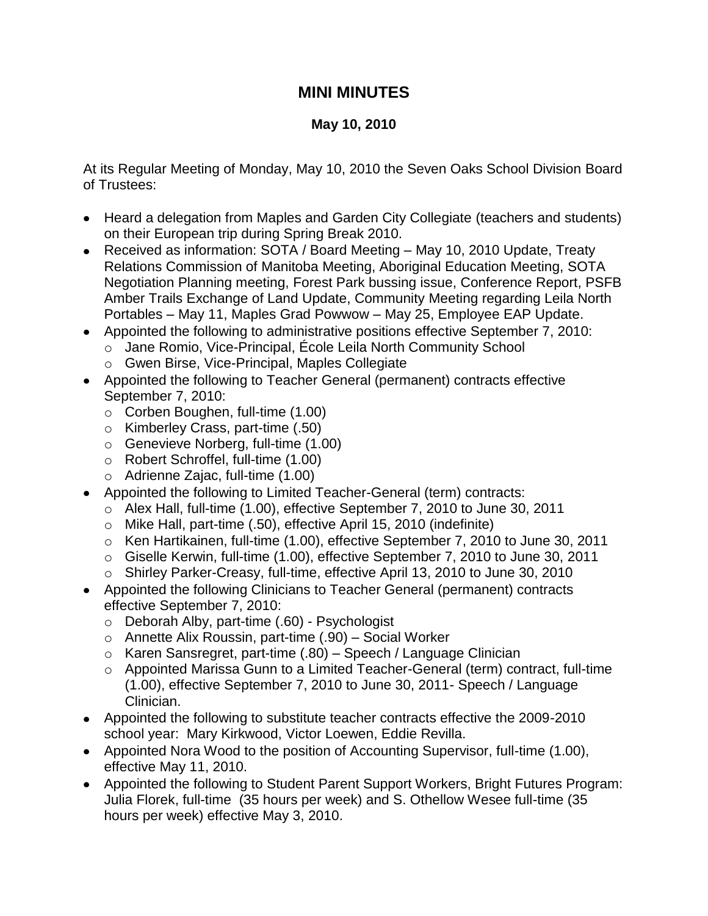# MINI MINUTES

## May 10, 2010

At its Regular Meeting of Monday, May 10, 2010 the Seven Oaks School Division Board of Trustees:

- Heard a delegation from Maples and Garden City Collegiate (teachers and students) on their European trip during Spring Break 2010.
- Received as information: SOTA / Board Meeting – May 10, 2010 Update, Treaty Relations Commission of Manitoba Meeting, Aboriginal Education Meeting, SOTA Negotiation Planning meeting, Forest Park bussing issue, Conference Report, PSFB Amber Trails Exchange of Land Update, Community Meeting regarding Leila North Portables – May 11, Maples Grad Powwow – May 25, Employee EAP Update.
- Appointed the following to administrative positions effective September 7, 2010:
  - Jane Romio, Vice-Principal, École Leila North Community School
  - Gwen Birse, Vice-Principal, Maples Collegiate
- Appointed the following to Teacher General (permanent) contracts effective September 7, 2010:
  - Corben Boughen, full-time (1.00)
  - Kimberley Crass, part-time (.50)
  - Genevieve Norberg, full-time (1.00)
  - Robert Schroffel, full-time (1.00)
  - Adrienne Zajac, full-time (1.00)
- Appointed the following to Limited Teacher-General (term) contracts:
  - Alex Hall, full-time (1.00), effective September 7, 2010 to June 30, 2011
  - Mike Hall, part-time (.50), effective April 15, 2010 (indefinite)
  - Ken Hartikainen, full-time (1.00), effective September 7, 2010 to June 30, 2011
  - Giselle Kerwin, full-time (1.00), effective September 7, 2010 to June 30, 2011
  - Shirley Parker-Creasy, full-time, effective April 13, 2010 to June 30, 2010
- Appointed the following Clinicians to Teacher General (permanent) contracts effective September 7, 2010:
  - Deborah Alby, part-time (.60) - Psychologist
  - Annette Alix Roussin, part-time (.90) – Social Worker
  - Karen Sansregret, part-time (.80) – Speech / Language Clinician
  - Appointed Marissa Gunn to a Limited Teacher-General (term) contract, full-time (1.00), effective September 7, 2010 to June 30, 2011- Speech / Language Clinician.
- Appointed the following to substitute teacher contracts effective the 2009-2010 school year: Mary Kirkwood, Victor Loewen, Eddie Revilla.
- Appointed Nora Wood to the position of Accounting Supervisor, full-time (1.00), effective May 11, 2010.
- Appointed the following to Student Parent Support Workers, Bright Futures Program: Julia Florek, full-time (35 hours per week) and S. Othellow Wesee full-time (35 hours per week) effective May 3, 2010.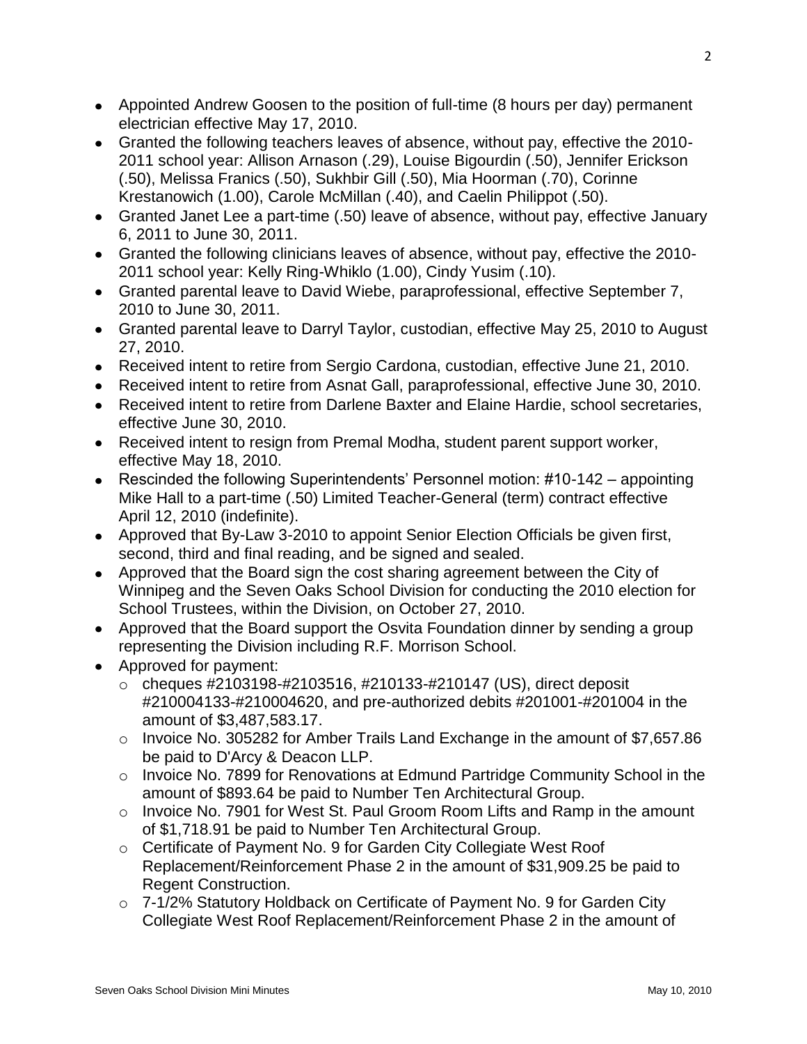- Appointed Andrew Goosen to the position of full-time (8 hours per day) permanent electrician effective May 17, 2010.
- Granted the following teachers leaves of absence, without pay, effective the 2010-2011 school year: Allison Arnason (.29), Louise Bigourdin (.50), Jennifer Erickson (.50), Melissa Franics (.50), Sukhbir Gill (.50), Mia Hoorman (.70), Corinne Krestanowich (1.00), Carole McMillan (.40), and Caelin Philippot (.50).
- Granted Janet Lee a part-time (.50) leave of absence, without pay, effective January 6, 2011 to June 30, 2011.
- Granted the following clinicians leaves of absence, without pay, effective the 2010-2011 school year: Kelly Ring-Whiklo (1.00), Cindy Yusim (.10).
- Granted parental leave to David Wiebe, paraprofessional, effective September 7, 2010 to June 30, 2011.
- Granted parental leave to Darryl Taylor, custodian, effective May 25, 2010 to August 27, 2010.
- Received intent to retire from Sergio Cardona, custodian, effective June 21, 2010.
- Received intent to retire from Asnat Gall, paraprofessional, effective June 30, 2010.
- Received intent to retire from Darlene Baxter and Elaine Hardie, school secretaries, effective June 30, 2010.
- Received intent to resign from Premal Modha, student parent support worker, effective May 18, 2010.
- Rescinded the following Superintendents' Personnel motion: #10-142 – appointing Mike Hall to a part-time (.50) Limited Teacher-General (term) contract effective April 12, 2010 (indefinite).
- Approved that By-Law 3-2010 to appoint Senior Election Officials be given first, second, third and final reading, and be signed and sealed.
- Approved that the Board sign the cost sharing agreement between the City of Winnipeg and the Seven Oaks School Division for conducting the 2010 election for School Trustees, within the Division, on October 27, 2010.
- Approved that the Board support the Osvita Foundation dinner by sending a group representing the Division including R.F. Morrison School.
- Approved for payment:
  - cheques #2103198-#2103516, #210133-#210147 (US), direct deposit #210004133-#210004620, and pre-authorized debits #201001-#201004 in the amount of $3,487,583.17.
  - Invoice No. 305282 for Amber Trails Land Exchange in the amount of $7,657.86 be paid to D'Arcy & Deacon LLP.
  - Invoice No. 7899 for Renovations at Edmund Partridge Community School in the amount of $893.64 be paid to Number Ten Architectural Group.
  - Invoice No. 7901 for West St. Paul Groom Room Lifts and Ramp in the amount of $1,718.91 be paid to Number Ten Architectural Group.
  - Certificate of Payment No. 9 for Garden City Collegiate West Roof Replacement/Reinforcement Phase 2 in the amount of $31,909.25 be paid to Regent Construction.
  - 7-1/2% Statutory Holdback on Certificate of Payment No. 9 for Garden City Collegiate West Roof Replacement/Reinforcement Phase 2 in the amount of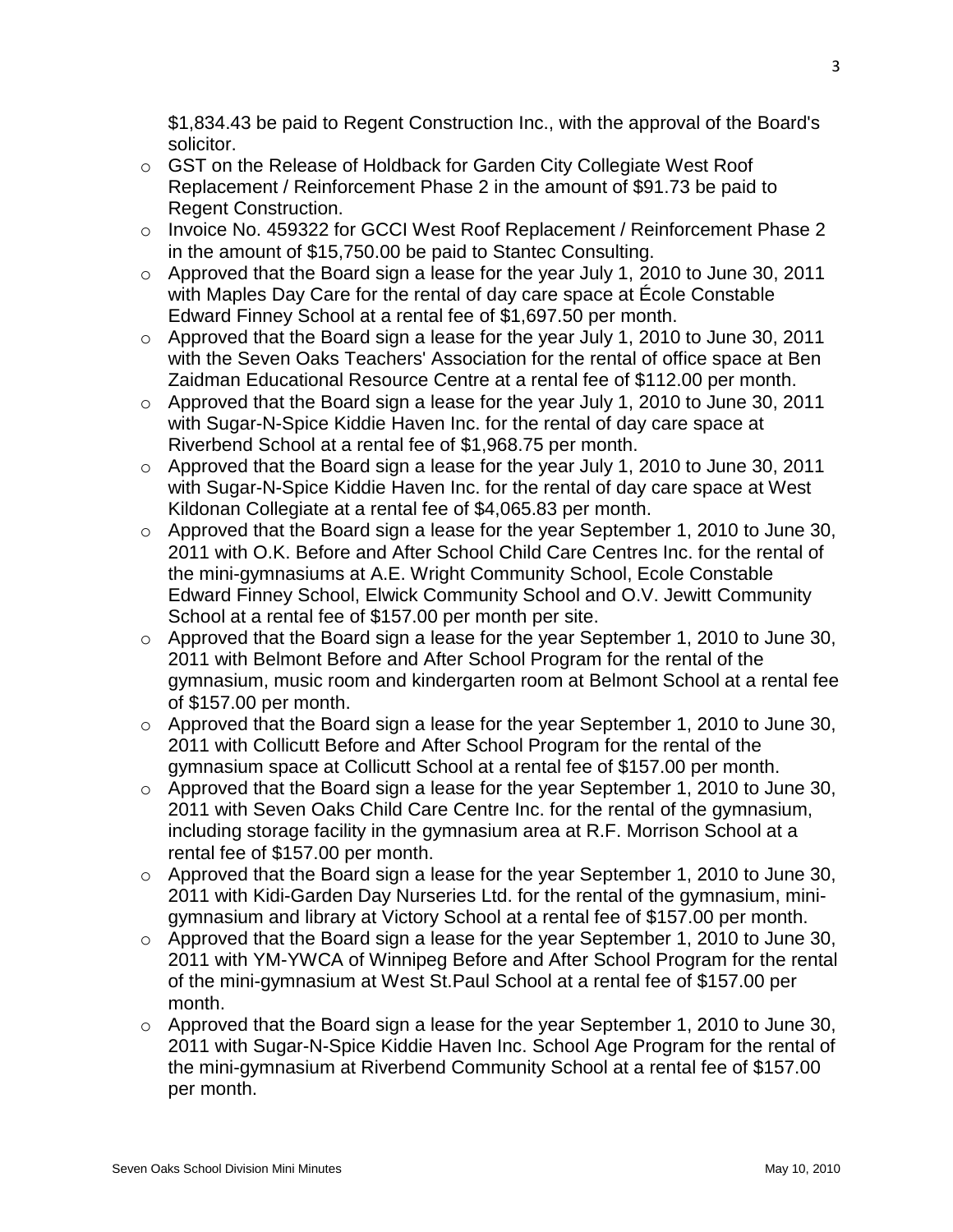$1,834.43 be paid to Regent Construction Inc., with the approval of the Board's solicitor.

- GST on the Release of Holdback for Garden City Collegiate West Roof Replacement / Reinforcement Phase 2 in the amount of $91.73 be paid to Regent Construction.
- Invoice No. 459322 for GCCI West Roof Replacement / Reinforcement Phase 2 in the amount of $15,750.00 be paid to Stantec Consulting.
- Approved that the Board sign a lease for the year July 1, 2010 to June 30, 2011 with Maples Day Care for the rental of day care space at École Constable Edward Finney School at a rental fee of $1,697.50 per month.
- Approved that the Board sign a lease for the year July 1, 2010 to June 30, 2011 with the Seven Oaks Teachers' Association for the rental of office space at Ben Zaidman Educational Resource Centre at a rental fee of $112.00 per month.
- Approved that the Board sign a lease for the year July 1, 2010 to June 30, 2011 with Sugar-N-Spice Kiddie Haven Inc. for the rental of day care space at Riverbend School at a rental fee of $1,968.75 per month.
- Approved that the Board sign a lease for the year July 1, 2010 to June 30, 2011 with Sugar-N-Spice Kiddie Haven Inc. for the rental of day care space at West Kildonan Collegiate at a rental fee of $4,065.83 per month.
- Approved that the Board sign a lease for the year September 1, 2010 to June 30, 2011 with O.K. Before and After School Child Care Centres Inc. for the rental of the mini-gymnasiums at A.E. Wright Community School, Ecole Constable Edward Finney School, Elwick Community School and O.V. Jewitt Community School at a rental fee of $157.00 per month per site.
- Approved that the Board sign a lease for the year September 1, 2010 to June 30, 2011 with Belmont Before and After School Program for the rental of the gymnasium, music room and kindergarten room at Belmont School at a rental fee of $157.00 per month.
- Approved that the Board sign a lease for the year September 1, 2010 to June 30, 2011 with Collicutt Before and After School Program for the rental of the gymnasium space at Collicutt School at a rental fee of $157.00 per month.
- Approved that the Board sign a lease for the year September 1, 2010 to June 30, 2011 with Seven Oaks Child Care Centre Inc. for the rental of the gymnasium, including storage facility in the gymnasium area at R.F. Morrison School at a rental fee of $157.00 per month.
- Approved that the Board sign a lease for the year September 1, 2010 to June 30, 2011 with Kidi-Garden Day Nurseries Ltd. for the rental of the gymnasium, mini-gymnasium and library at Victory School at a rental fee of $157.00 per month.
- Approved that the Board sign a lease for the year September 1, 2010 to June 30, 2011 with YM-YWCA of Winnipeg Before and After School Program for the rental of the mini-gymnasium at West St.Paul School at a rental fee of $157.00 per month.
- Approved that the Board sign a lease for the year September 1, 2010 to June 30, 2011 with Sugar-N-Spice Kiddie Haven Inc. School Age Program for the rental of the mini-gymnasium at Riverbend Community School at a rental fee of $157.00 per month.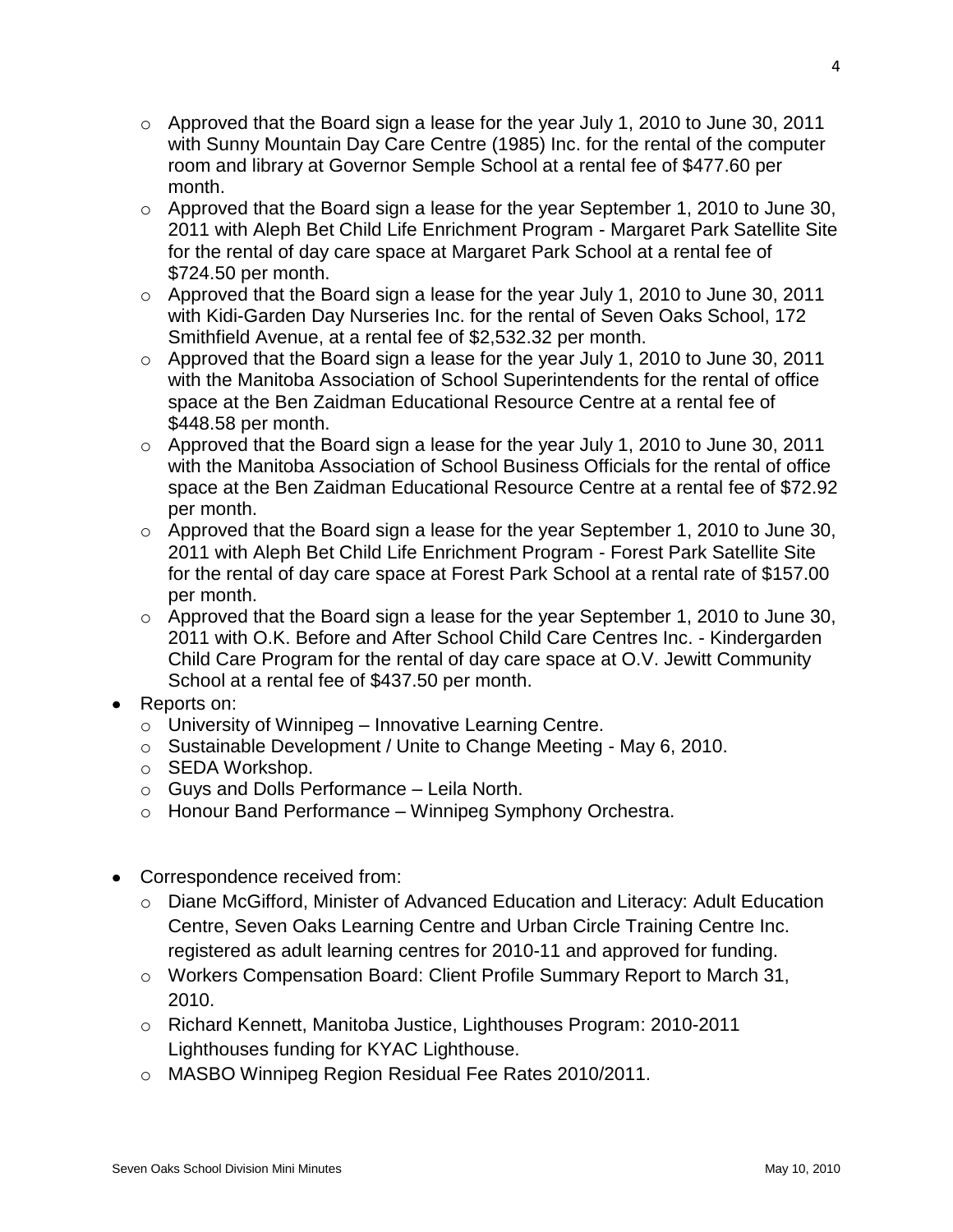- Approved that the Board sign a lease for the year July 1, 2010 to June 30, 2011 with Sunny Mountain Day Care Centre (1985) Inc. for the rental of the computer room and library at Governor Semple School at a rental fee of $477.60 per month.
  - Approved that the Board sign a lease for the year September 1, 2010 to June 30, 2011 with Aleph Bet Child Life Enrichment Program - Margaret Park Satellite Site for the rental of day care space at Margaret Park School at a rental fee of $724.50 per month.
  - Approved that the Board sign a lease for the year July 1, 2010 to June 30, 2011 with Kidi-Garden Day Nurseries Inc. for the rental of Seven Oaks School, 172 Smithfield Avenue, at a rental fee of $2,532.32 per month.
  - Approved that the Board sign a lease for the year July 1, 2010 to June 30, 2011 with the Manitoba Association of School Superintendents for the rental of office space at the Ben Zaidman Educational Resource Centre at a rental fee of $448.58 per month.
  - Approved that the Board sign a lease for the year July 1, 2010 to June 30, 2011 with the Manitoba Association of School Business Officials for the rental of office space at the Ben Zaidman Educational Resource Centre at a rental fee of $72.92 per month.
  - Approved that the Board sign a lease for the year September 1, 2010 to June 30, 2011 with Aleph Bet Child Life Enrichment Program - Forest Park Satellite Site for the rental of day care space at Forest Park School at a rental rate of $157.00 per month.
  - Approved that the Board sign a lease for the year September 1, 2010 to June 30, 2011 with O.K. Before and After School Child Care Centres Inc. - Kindergarden Child Care Program for the rental of day care space at O.V. Jewitt Community School at a rental fee of $437.50 per month.
- Reports on:
  - University of Winnipeg – Innovative Learning Centre.
  - Sustainable Development / Unite to Change Meeting - May 6, 2010.
  - SEDA Workshop.
  - Guys and Dolls Performance – Leila North.
  - Honour Band Performance – Winnipeg Symphony Orchestra.

- Correspondence received from:
  - Diane McGifford, Minister of Advanced Education and Literacy: Adult Education Centre, Seven Oaks Learning Centre and Urban Circle Training Centre Inc. registered as adult learning centres for 2010-11 and approved for funding.
  - Workers Compensation Board: Client Profile Summary Report to March 31, 2010.
  - Richard Kennett, Manitoba Justice, Lighthouses Program: 2010-2011 Lighthouses funding for KYAC Lighthouse.
  - MASBO Winnipeg Region Residual Fee Rates 2010/2011.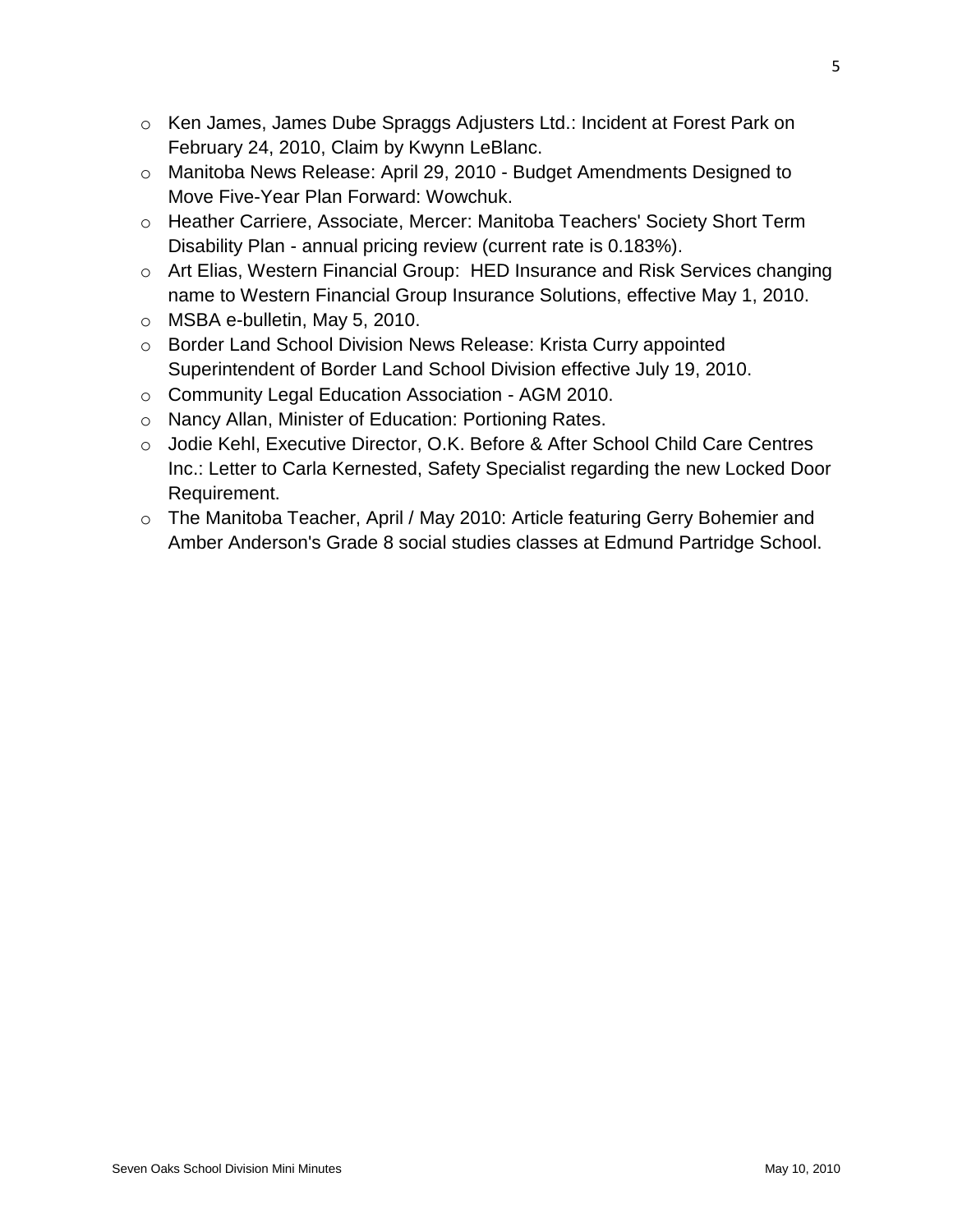- Ken James, James Dube Spraggs Adjusters Ltd.: Incident at Forest Park on February 24, 2010, Claim by Kwynn LeBlanc.
- Manitoba News Release: April 29, 2010 - Budget Amendments Designed to Move Five-Year Plan Forward: Wowchuk.
- Heather Carriere, Associate, Mercer: Manitoba Teachers' Society Short Term Disability Plan - annual pricing review (current rate is 0.183%).
- Art Elias, Western Financial Group: HED Insurance and Risk Services changing name to Western Financial Group Insurance Solutions, effective May 1, 2010.
- MSBA e-bulletin, May 5, 2010.
- Border Land School Division News Release: Krista Curry appointed Superintendent of Border Land School Division effective July 19, 2010.
- Community Legal Education Association - AGM 2010.
- Nancy Allan, Minister of Education: Portioning Rates.
- Jodie Kehl, Executive Director, O.K. Before & After School Child Care Centres Inc.: Letter to Carla Kernested, Safety Specialist regarding the new Locked Door Requirement.
- The Manitoba Teacher, April / May 2010: Article featuring Gerry Bohemier and Amber Anderson's Grade 8 social studies classes at Edmund Partridge School.